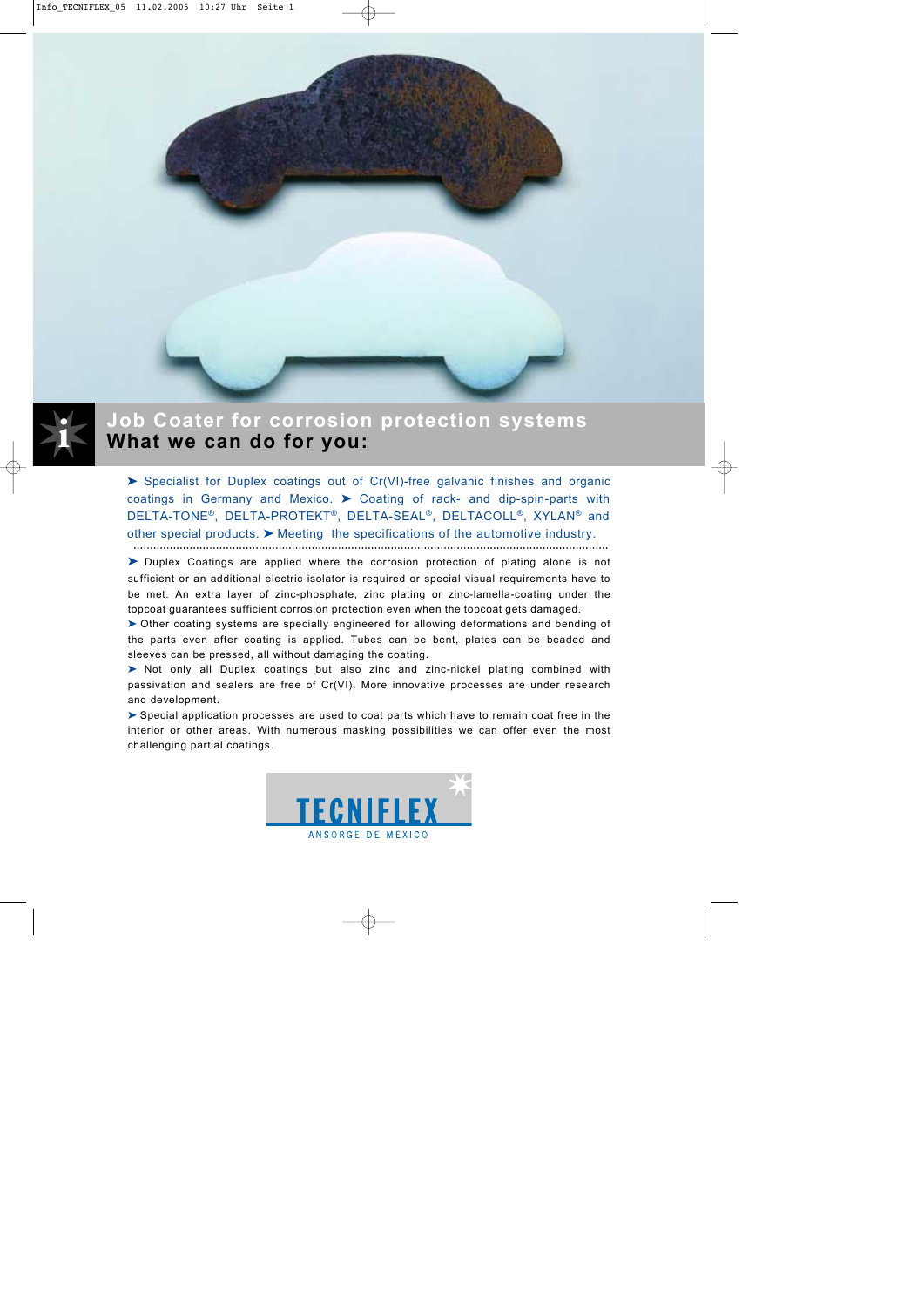# Job Coater for corrosion protection systems
## What we can do for you:

➤ Specialist for Duplex coatings out of Cr(VI)-free galvanic finishes and organic coatings in Germany and Mexico. ➤ Coating of rack- and dip-spin-parts with DELTA-TONE®, DELTA-PROTEKT®, DELTA-SEAL®, DELTACOLL®, XYLAN® and other special products. ➤ Meeting the specifications of the automotive industry.

➤ Duplex Coatings are applied where the corrosion protection of plating alone is not sufficient or an additional electric isolator is required or special visual requirements have to be met. An extra layer of zinc-phosphate, zinc plating or zinc-lamella-coating under the topcoat guarantees sufficient corrosion protection even when the topcoat gets damaged.

➤ Other coating systems are specially engineered for allowing deformations and bending of the parts even after coating is applied. Tubes can be bent, plates can be beaded and sleeves can be pressed, all without damaging the coating.

➤ Not only all Duplex coatings but also zinc and zinc-nickel plating combined with passivation and sealers are free of Cr(VI). More innovative processes are under research and development.

➤ Special application processes are used to coat parts which have to remain coat free in the interior or other areas. With numerous masking possibilities we can offer even the most challenging partial coatings.

TECNIFLEX
ANSORGE DE MÉXICO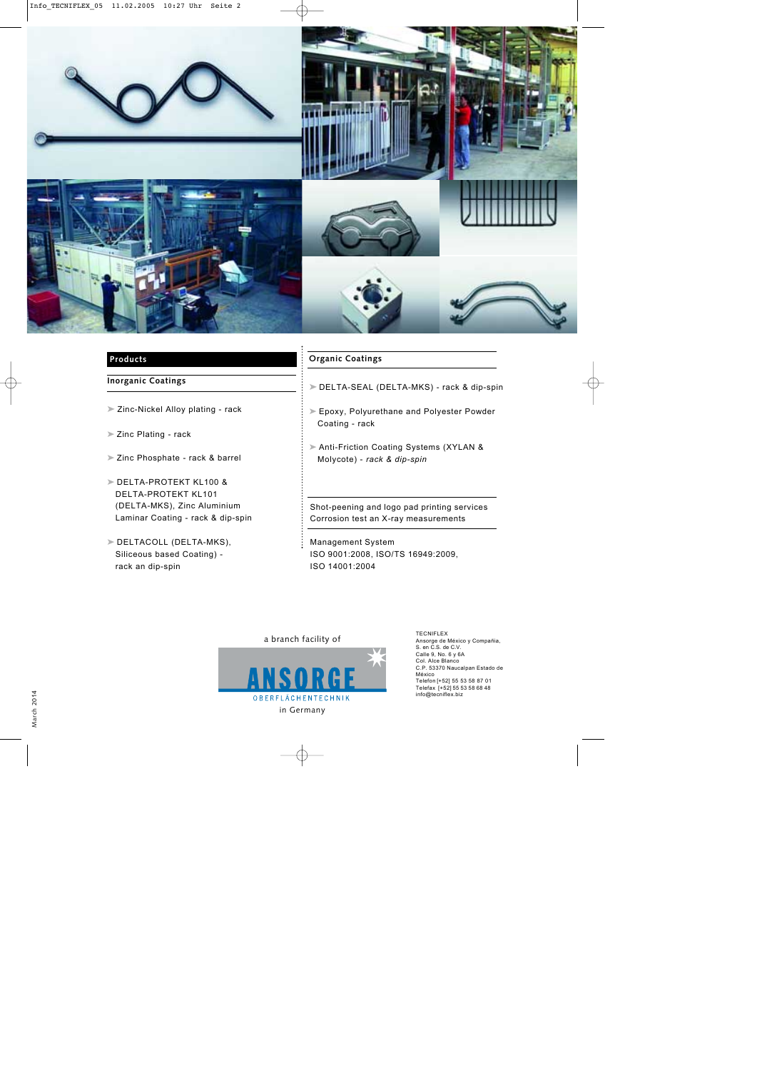## Products

### Inorganic Coatings

- Zinc-Nickel Alloy plating - rack
- Zinc Plating - rack
- Zinc Phosphate - rack & barrel
- DELTA-PROTEKT KL100 & DELTA-PROTEKT KL101 (DELTA-MKS), Zinc Aluminium Laminar Coating - rack & dip-spin
- DELTACOLL (DELTA-MKS), Siliceous based Coating) - rack an dip-spin

### Organic Coatings

- DELTA-SEAL (DELTA-MKS) - rack & dip-spin
- Epoxy, Polyurethane and Polyester Powder Coating - rack
- Anti-Friction Coating Systems (XYLAN & Molycote) - *rack & dip-spin*

Shot-peening and logo pad printing services
Corrosion test an X-ray measurements

Management System
ISO 9001:2008, ISO/TS 16949:2009,
ISO 14001:2004

a branch facility of

ANSORGE
OBERFLÄCHENTECHNIK

in Germany

TECNIFLEX
Ansorge de México y Compañia,
S. en C.S. de C.V.
Calle 9, No. 6 y 6A
Col. Alce Blanco
C.P. 53370 Naucalpan Estado de México
Telefon [+52] 55 53 58 87 01
Telefax [+52] 55 53 58 68 48
info@tecniflex.biz

March 2014